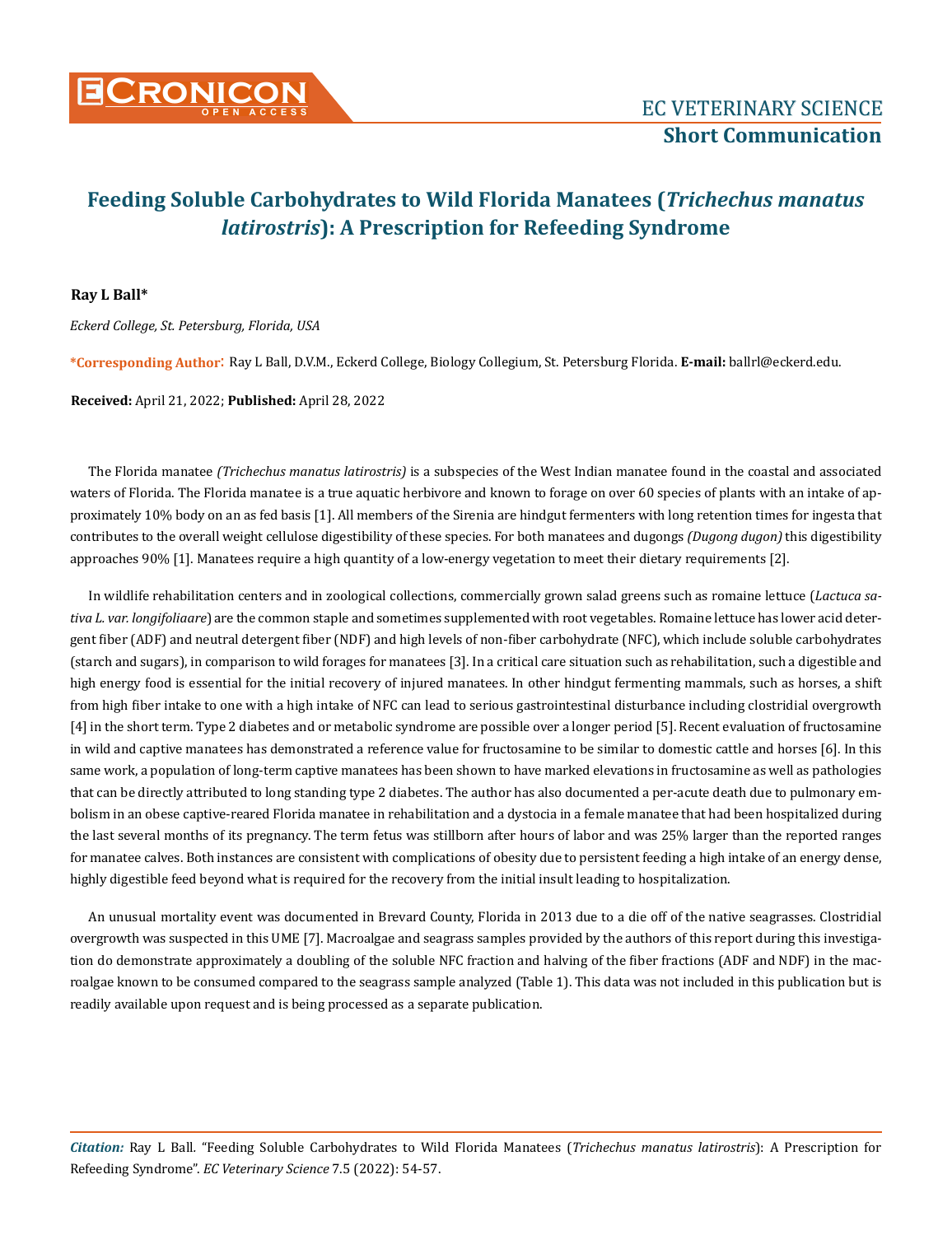EC VETERINARY SCIENCE
**Short Communication**

# Feeding Soluble Carbohydrates to Wild Florida Manatees (*Trichechus manatus latirostris*): A Prescription for Refeeding Syndrome

**Ray L Ball***

*Eckerd College, St. Petersburg, Florida, USA*

***Corresponding Author**: Ray L Ball, D.V.M., Eckerd College, Biology Collegium, St. Petersburg Florida. **E-mail:** ballrl@eckerd.edu.

**Received:** April 21, 2022; **Published:** April 28, 2022

The Florida manatee *(Trichechus manatus latirostris)* is a subspecies of the West Indian manatee found in the coastal and associated waters of Florida. The Florida manatee is a true aquatic herbivore and known to forage on over 60 species of plants with an intake of approximately 10% body on an as fed basis [1]. All members of the Sirenia are hindgut fermenters with long retention times for ingesta that contributes to the overall weight cellulose digestibility of these species. For both manatees and dugongs *(Dugong dugon)* this digestibility approaches 90% [1]. Manatees require a high quantity of a low-energy vegetation to meet their dietary requirements [2].

In wildlife rehabilitation centers and in zoological collections, commercially grown salad greens such as romaine lettuce (*Lactuca sativa L. var. longifoliaare*) are the common staple and sometimes supplemented with root vegetables. Romaine lettuce has lower acid detergent fiber (ADF) and neutral detergent fiber (NDF) and high levels of non-fiber carbohydrate (NFC), which include soluble carbohydrates (starch and sugars), in comparison to wild forages for manatees [3]. In a critical care situation such as rehabilitation, such a digestible and high energy food is essential for the initial recovery of injured manatees. In other hindgut fermenting mammals, such as horses, a shift from high fiber intake to one with a high intake of NFC can lead to serious gastrointestinal disturbance including clostridial overgrowth [4] in the short term. Type 2 diabetes and or metabolic syndrome are possible over a longer period [5]. Recent evaluation of fructosamine in wild and captive manatees has demonstrated a reference value for fructosamine to be similar to domestic cattle and horses [6]. In this same work, a population of long-term captive manatees has been shown to have marked elevations in fructosamine as well as pathologies that can be directly attributed to long standing type 2 diabetes. The author has also documented a per-acute death due to pulmonary embolism in an obese captive-reared Florida manatee in rehabilitation and a dystocia in a female manatee that had been hospitalized during the last several months of its pregnancy. The term fetus was stillborn after hours of labor and was 25% larger than the reported ranges for manatee calves. Both instances are consistent with complications of obesity due to persistent feeding a high intake of an energy dense, highly digestible feed beyond what is required for the recovery from the initial insult leading to hospitalization.

An unusual mortality event was documented in Brevard County, Florida in 2013 due to a die off of the native seagrasses. Clostridial overgrowth was suspected in this UME [7]. Macroalgae and seagrass samples provided by the authors of this report during this investigation do demonstrate approximately a doubling of the soluble NFC fraction and halving of the fiber fractions (ADF and NDF) in the macroalgae known to be consumed compared to the seagrass sample analyzed (Table 1). This data was not included in this publication but is readily available upon request and is being processed as a separate publication.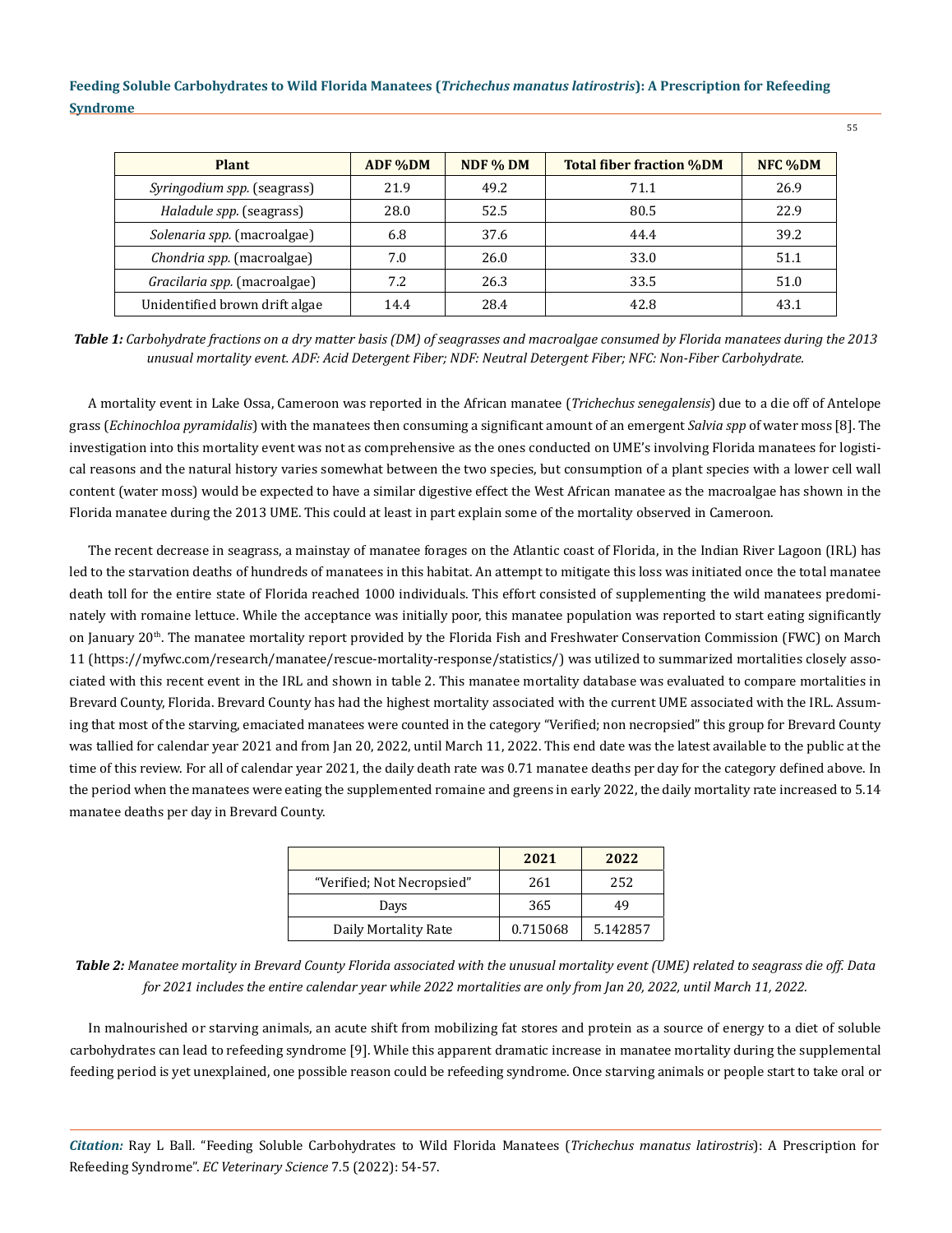| Plant | ADF %DM | NDF % DM | Total fiber fraction %DM | NFC %DM |
|---|---|---|---|---|
| *Syringodium spp.* (seagrass) | 21.9 | 49.2 | 71.1 | 26.9 |
| *Haladule spp.* (seagrass) | 28.0 | 52.5 | 80.5 | 22.9 |
| *Solenaria spp.* (macroalgae) | 6.8 | 37.6 | 44.4 | 39.2 |
| *Chondria spp.* (macroalgae) | 7.0 | 26.0 | 33.0 | 51.1 |
| *Gracilaria spp.* (macroalgae) | 7.2 | 26.3 | 33.5 | 51.0 |
| Unidentified brown drift algae | 14.4 | 28.4 | 42.8 | 43.1 |

***Table 1:*** *Carbohydrate fractions on a dry matter basis (DM) of seagrasses and macroalgae consumed by Florida manatees during the 2013 unusual mortality event. ADF: Acid Detergent Fiber; NDF: Neutral Detergent Fiber; NFC: Non-Fiber Carbohydrate.*

A mortality event in Lake Ossa, Cameroon was reported in the African manatee (*Trichechus senegalensis*) due to a die off of Antelope grass (*Echinochloa pyramidalis*) with the manatees then consuming a significant amount of an emergent *Salvia spp* of water moss [8]. The investigation into this mortality event was not as comprehensive as the ones conducted on UME's involving Florida manatees for logistical reasons and the natural history varies somewhat between the two species, but consumption of a plant species with a lower cell wall content (water moss) would be expected to have a similar digestive effect the West African manatee as the macroalgae has shown in the Florida manatee during the 2013 UME. This could at least in part explain some of the mortality observed in Cameroon.

The recent decrease in seagrass, a mainstay of manatee forages on the Atlantic coast of Florida, in the Indian River Lagoon (IRL) has led to the starvation deaths of hundreds of manatees in this habitat. An attempt to mitigate this loss was initiated once the total manatee death toll for the entire state of Florida reached 1000 individuals. This effort consisted of supplementing the wild manatees predominately with romaine lettuce. While the acceptance was initially poor, this manatee population was reported to start eating significantly on January 20th. The manatee mortality report provided by the Florida Fish and Freshwater Conservation Commission (FWC) on March 11 (https://myfwc.com/research/manatee/rescue-mortality-response/statistics/) was utilized to summarized mortalities closely associated with this recent event in the IRL and shown in table 2. This manatee mortality database was evaluated to compare mortalities in Brevard County, Florida. Brevard County has had the highest mortality associated with the current UME associated with the IRL. Assuming that most of the starving, emaciated manatees were counted in the category "Verified; non necropsied" this group for Brevard County was tallied for calendar year 2021 and from Jan 20, 2022, until March 11, 2022. This end date was the latest available to the public at the time of this review. For all of calendar year 2021, the daily death rate was 0.71 manatee deaths per day for the category defined above. In the period when the manatees were eating the supplemented romaine and greens in early 2022, the daily mortality rate increased to 5.14 manatee deaths per day in Brevard County.

| | 2021 | 2022 |
|---|---|---|
| "Verified; Not Necropsied" | 261 | 252 |
| Days | 365 | 49 |
| Daily Mortality Rate | 0.715068 | 5.142857 |

***Table 2:*** *Manatee mortality in Brevard County Florida associated with the unusual mortality event (UME) related to seagrass die off. Data for 2021 includes the entire calendar year while 2022 mortalities are only from Jan 20, 2022, until March 11, 2022.*

In malnourished or starving animals, an acute shift from mobilizing fat stores and protein as a source of energy to a diet of soluble carbohydrates can lead to refeeding syndrome [9]. While this apparent dramatic increase in manatee mortality during the supplemental feeding period is yet unexplained, one possible reason could be refeeding syndrome. Once starving animals or people start to take oral or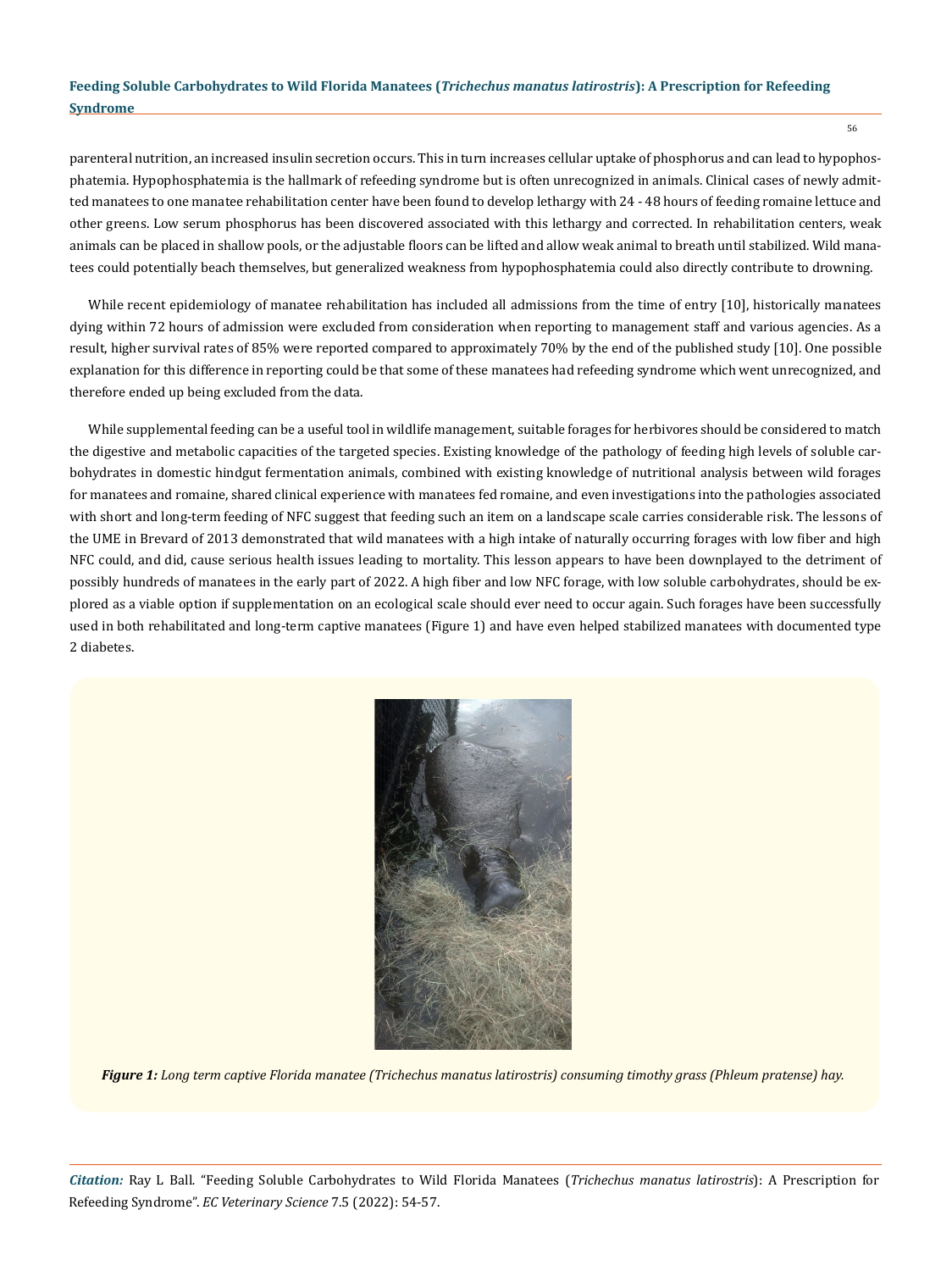parenteral nutrition, an increased insulin secretion occurs. This in turn increases cellular uptake of phosphorus and can lead to hypophosphatemia. Hypophosphatemia is the hallmark of refeeding syndrome but is often unrecognized in animals. Clinical cases of newly admitted manatees to one manatee rehabilitation center have been found to develop lethargy with 24 - 48 hours of feeding romaine lettuce and other greens. Low serum phosphorus has been discovered associated with this lethargy and corrected. In rehabilitation centers, weak animals can be placed in shallow pools, or the adjustable floors can be lifted and allow weak animal to breath until stabilized. Wild manatees could potentially beach themselves, but generalized weakness from hypophosphatemia could also directly contribute to drowning.

While recent epidemiology of manatee rehabilitation has included all admissions from the time of entry [10], historically manatees dying within 72 hours of admission were excluded from consideration when reporting to management staff and various agencies. As a result, higher survival rates of 85% were reported compared to approximately 70% by the end of the published study [10]. One possible explanation for this difference in reporting could be that some of these manatees had refeeding syndrome which went unrecognized, and therefore ended up being excluded from the data.

While supplemental feeding can be a useful tool in wildlife management, suitable forages for herbivores should be considered to match the digestive and metabolic capacities of the targeted species. Existing knowledge of the pathology of feeding high levels of soluble carbohydrates in domestic hindgut fermentation animals, combined with existing knowledge of nutritional analysis between wild forages for manatees and romaine, shared clinical experience with manatees fed romaine, and even investigations into the pathologies associated with short and long-term feeding of NFC suggest that feeding such an item on a landscape scale carries considerable risk. The lessons of the UME in Brevard of 2013 demonstrated that wild manatees with a high intake of naturally occurring forages with low fiber and high NFC could, and did, cause serious health issues leading to mortality. This lesson appears to have been downplayed to the detriment of possibly hundreds of manatees in the early part of 2022. A high fiber and low NFC forage, with low soluble carbohydrates, should be explored as a viable option if supplementation on an ecological scale should ever need to occur again. Such forages have been successfully used in both rehabilitated and long-term captive manatees (Figure 1) and have even helped stabilized manatees with documented type 2 diabetes.

***Figure 1:*** *Long term captive Florida manatee (Trichechus manatus latirostris) consuming timothy grass (Phleum pratense) hay.*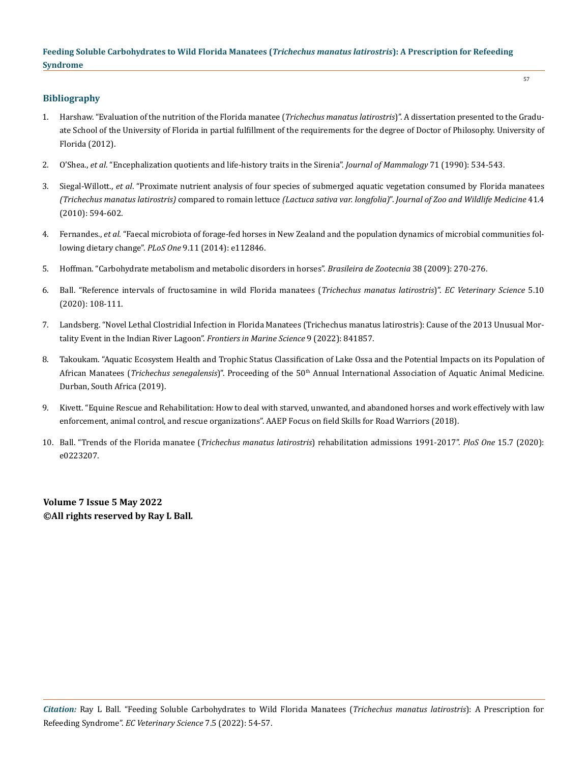## Bibliography

1. Harshaw. "Evaluation of the nutrition of the Florida manatee (*Trichechus manatus latirostris*)". A dissertation presented to the Graduate School of the University of Florida in partial fulfillment of the requirements for the degree of Doctor of Philosophy. University of Florida (2012).

2. O'Shea., *et al*. "Encephalization quotients and life-history traits in the Sirenia". *Journal of Mammalogy* 71 (1990): 534-543.

3. Siegal-Willott., *et al*. "Proximate nutrient analysis of four species of submerged aquatic vegetation consumed by Florida manatees *(Trichechus manatus latirostris)* compared to romain lettuce *(Lactuca sativa var. longfolia)*". *Journal of Zoo and Wildlife Medicine* 41.4 (2010): 594-602.

4. Fernandes., *et al*. "Faecal microbiota of forage-fed horses in New Zealand and the population dynamics of microbial communities following dietary change". *PLoS One* 9.11 (2014): e112846.

5. Hoffman. "Carbohydrate metabolism and metabolic disorders in horses". *Brasileira de Zootecnia* 38 (2009): 270-276.

6. Ball. "Reference intervals of fructosamine in wild Florida manatees (*Trichechus manatus latirostris*)". *EC Veterinary Science* 5.10 (2020): 108-111.

7. Landsberg. "Novel Lethal Clostridial Infection in Florida Manatees (Trichechus manatus latirostris): Cause of the 2013 Unusual Mortality Event in the Indian River Lagoon". *Frontiers in Marine Science* 9 (2022): 841857.

8. Takoukam. "Aquatic Ecosystem Health and Trophic Status Classification of Lake Ossa and the Potential Impacts on its Population of African Manatees (*Trichechus senegalensis*)". Proceeding of the 50th Annual International Association of Aquatic Animal Medicine. Durban, South Africa (2019).

9. Kivett. "Equine Rescue and Rehabilitation: How to deal with starved, unwanted, and abandoned horses and work effectively with law enforcement, animal control, and rescue organizations". AAEP Focus on field Skills for Road Warriors (2018).

10. Ball. "Trends of the Florida manatee (*Trichechus manatus latirostris*) rehabilitation admissions 1991-2017". *PloS One* 15.7 (2020): e0223207.

**Volume 7 Issue 5 May 2022**
**©All rights reserved by Ray L Ball.**